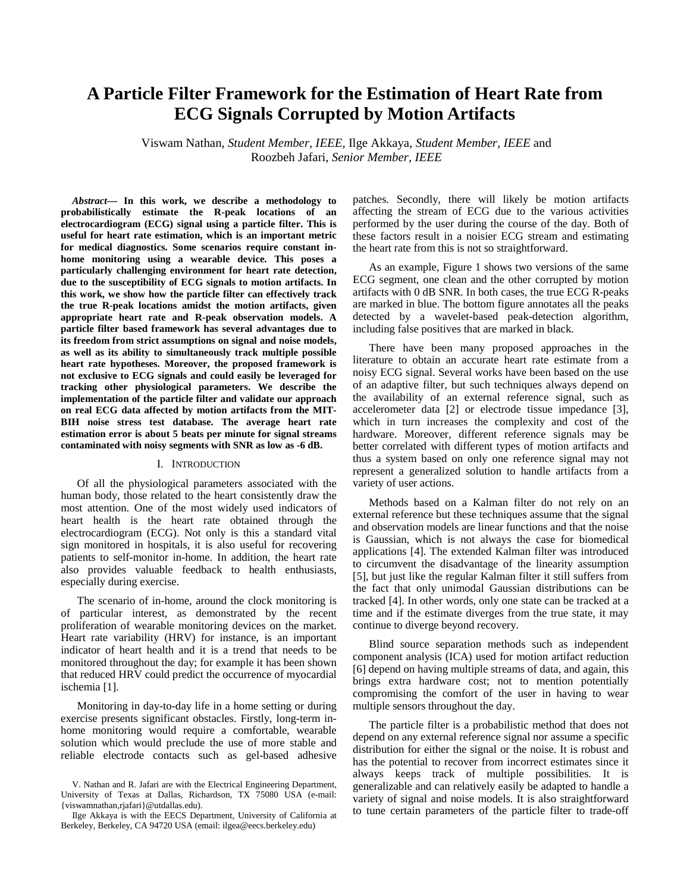# A Particle Filter Framework for the Estimation of Heart Rate from ECG Signals Corrupted by Motion Artifacts

Viswam Nathan, *Student Member, IEEE*, Ilge Akkaya, *Student Member, IEEE* and Roozbeh Jafari, *Senior Member, IEEE*

***Abstract*— In this work, we describe a methodology to probabilistically estimate the R-peak locations of an electrocardiogram (ECG) signal using a particle filter. This is useful for heart rate estimation, which is an important metric for medical diagnostics. Some scenarios require constant in-home monitoring using a wearable device. This poses a particularly challenging environment for heart rate detection, due to the susceptibility of ECG signals to motion artifacts. In this work, we show how the particle filter can effectively track the true R-peak locations amidst the motion artifacts, given appropriate heart rate and R-peak observation models. A particle filter based framework has several advantages due to its freedom from strict assumptions on signal and noise models, as well as its ability to simultaneously track multiple possible heart rate hypotheses. Moreover, the proposed framework is not exclusive to ECG signals and could easily be leveraged for tracking other physiological parameters. We describe the implementation of the particle filter and validate our approach on real ECG data affected by motion artifacts from the MIT-BIH noise stress test database. The average heart rate estimation error is about 5 beats per minute for signal streams contaminated with noisy segments with SNR as low as -6 dB.**

## I. Introduction

Of all the physiological parameters associated with the human body, those related to the heart consistently draw the most attention. One of the most widely used indicators of heart health is the heart rate obtained through the electrocardiogram (ECG). Not only is this a standard vital sign monitored in hospitals, it is also useful for recovering patients to self-monitor in-home. In addition, the heart rate also provides valuable feedback to health enthusiasts, especially during exercise.

The scenario of in-home, around the clock monitoring is of particular interest, as demonstrated by the recent proliferation of wearable monitoring devices on the market. Heart rate variability (HRV) for instance, is an important indicator of heart health and it is a trend that needs to be monitored throughout the day; for example it has been shown that reduced HRV could predict the occurrence of myocardial ischemia [1].

Monitoring in day-to-day life in a home setting or during exercise presents significant obstacles. Firstly, long-term in-home monitoring would require a comfortable, wearable solution which would preclude the use of more stable and reliable electrode contacts such as gel-based adhesive patches. Secondly, there will likely be motion artifacts affecting the stream of ECG due to the various activities performed by the user during the course of the day. Both of these factors result in a noisier ECG stream and estimating the heart rate from this is not so straightforward.

As an example, Figure 1 shows two versions of the same ECG segment, one clean and the other corrupted by motion artifacts with 0 dB SNR. In both cases, the true ECG R-peaks are marked in blue. The bottom figure annotates all the peaks detected by a wavelet-based peak-detection algorithm, including false positives that are marked in black.

There have been many proposed approaches in the literature to obtain an accurate heart rate estimate from a noisy ECG signal. Several works have been based on the use of an adaptive filter, but such techniques always depend on the availability of an external reference signal, such as accelerometer data [2] or electrode tissue impedance [3], which in turn increases the complexity and cost of the hardware. Moreover, different reference signals may be better correlated with different types of motion artifacts and thus a system based on only one reference signal may not represent a generalized solution to handle artifacts from a variety of user actions.

Methods based on a Kalman filter do not rely on an external reference but these techniques assume that the signal and observation models are linear functions and that the noise is Gaussian, which is not always the case for biomedical applications [4]. The extended Kalman filter was introduced to circumvent the disadvantage of the linearity assumption [5], but just like the regular Kalman filter it still suffers from the fact that only unimodal Gaussian distributions can be tracked [4]. In other words, only one state can be tracked at a time and if the estimate diverges from the true state, it may continue to diverge beyond recovery.

Blind source separation methods such as independent component analysis (ICA) used for motion artifact reduction [6] depend on having multiple streams of data, and again, this brings extra hardware cost; not to mention potentially compromising the comfort of the user in having to wear multiple sensors throughout the day.

The particle filter is a probabilistic method that does not depend on any external reference signal nor assume a specific distribution for either the signal or the noise. It is robust and has the potential to recover from incorrect estimates since it always keeps track of multiple possibilities. It is generalizable and can relatively easily be adapted to handle a variety of signal and noise models. It is also straightforward to tune certain parameters of the particle filter to trade-off

V. Nathan and R. Jafari are with the Electrical Engineering Department, University of Texas at Dallas, Richardson, TX 75080 USA (e-mail: {viswamnathan,rjafari}@utdallas.edu).

Ilge Akkaya is with the EECS Department, University of California at Berkeley, Berkeley, CA 94720 USA (email: ilgea@eecs.berkeley.edu)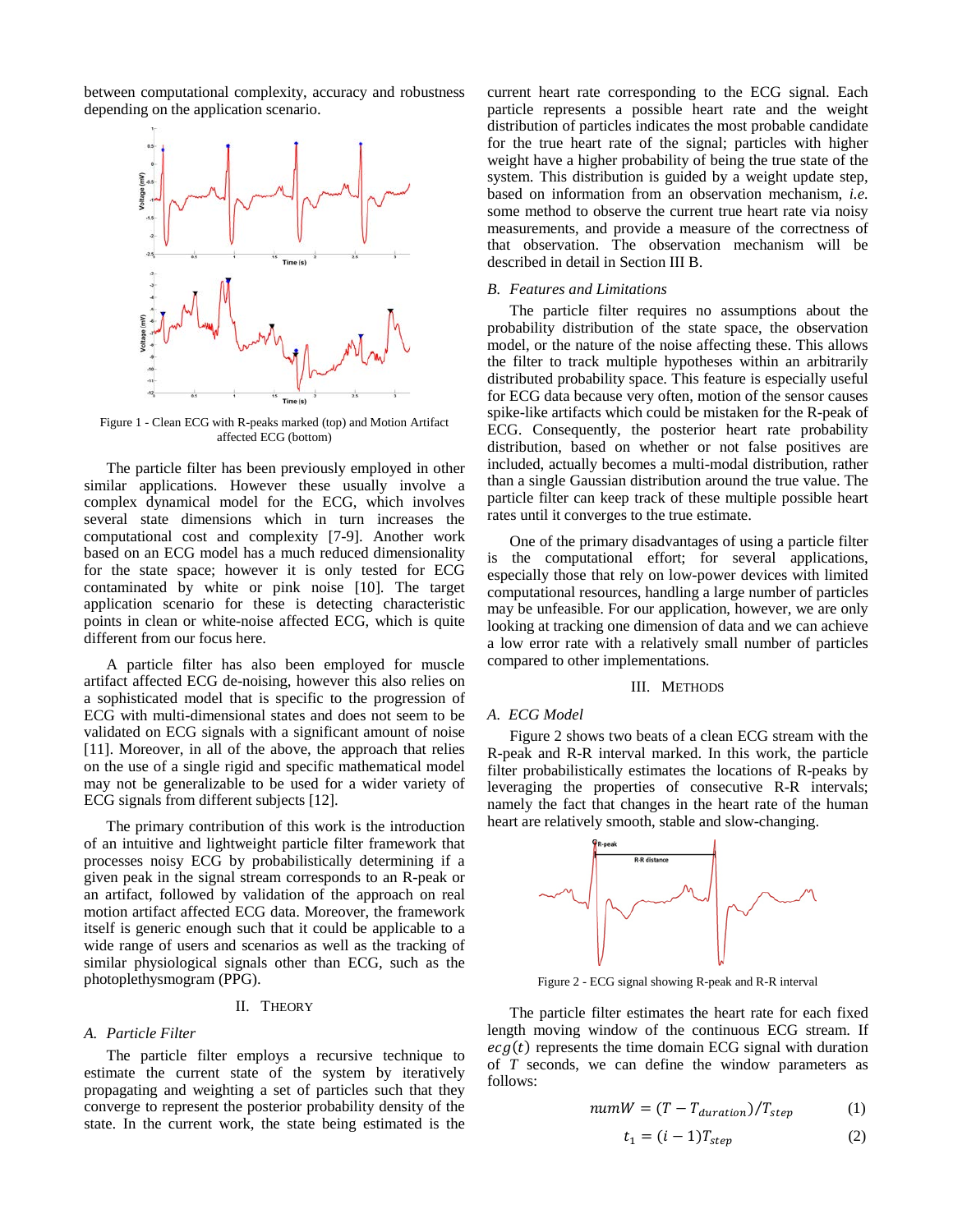between computational complexity, accuracy and robustness depending on the application scenario.

Voltage (mV)

Time (s)

Voltage (mV)

Time (s)

Figure 1 - Clean ECG with R-peaks marked (top) and Motion Artifact affected ECG (bottom)

The particle filter has been previously employed in other similar applications. However these usually involve a complex dynamical model for the ECG, which involves several state dimensions which in turn increases the computational cost and complexity [7-9]. Another work based on an ECG model has a much reduced dimensionality for the state space; however it is only tested for ECG contaminated by white or pink noise [10]. The target application scenario for these is detecting characteristic points in clean or white-noise affected ECG, which is quite different from our focus here.

A particle filter has also been employed for muscle artifact affected ECG de-noising, however this also relies on a sophisticated model that is specific to the progression of ECG with multi-dimensional states and does not seem to be validated on ECG signals with a significant amount of noise [11]. Moreover, in all of the above, the approach that relies on the use of a single rigid and specific mathematical model may not be generalizable to be used for a wider variety of ECG signals from different subjects [12].

The primary contribution of this work is the introduction of an intuitive and lightweight particle filter framework that processes noisy ECG by probabilistically determining if a given peak in the signal stream corresponds to an R-peak or an artifact, followed by validation of the approach on real motion artifact affected ECG data. Moreover, the framework itself is generic enough such that it could be applicable to a wide range of users and scenarios as well as the tracking of similar physiological signals other than ECG, such as the photoplethysmogram (PPG).

## II. Theory

### A. Particle Filter

The particle filter employs a recursive technique to estimate the current state of the system by iteratively propagating and weighting a set of particles such that they converge to represent the posterior probability density of the state. In the current work, the state being estimated is the current heart rate corresponding to the ECG signal. Each particle represents a possible heart rate and the weight distribution of particles indicates the most probable candidate for the true heart rate of the signal; particles with higher weight have a higher probability of being the true state of the system. This distribution is guided by a weight update step, based on information from an observation mechanism, *i.e.* some method to observe the current true heart rate via noisy measurements, and provide a measure of the correctness of that observation. The observation mechanism will be described in detail in Section III B.

### B. Features and Limitations

The particle filter requires no assumptions about the probability distribution of the state space, the observation model, or the nature of the noise affecting these. This allows the filter to track multiple hypotheses within an arbitrarily distributed probability space. This feature is especially useful for ECG data because very often, motion of the sensor causes spike-like artifacts which could be mistaken for the R-peak of ECG. Consequently, the posterior heart rate probability distribution, based on whether or not false positives are included, actually becomes a multi-modal distribution, rather than a single Gaussian distribution around the true value. The particle filter can keep track of these multiple possible heart rates until it converges to the true estimate.

One of the primary disadvantages of using a particle filter is the computational effort; for several applications, especially those that rely on low-power devices with limited computational resources, handling a large number of particles may be unfeasible. For our application, however, we are only looking at tracking one dimension of data and we can achieve a low error rate with a relatively small number of particles compared to other implementations.

## III. Methods

### A. ECG Model

Figure 2 shows two beats of a clean ECG stream with the R-peak and R-R interval marked. In this work, the particle filter probabilistically estimates the locations of R-peaks by leveraging the properties of consecutive R-R intervals; namely the fact that changes in the heart rate of the human heart are relatively smooth, stable and slow-changing.

R-peak

R-R distance

Figure 2 - ECG signal showing R-peak and R-R interval

The particle filter estimates the heart rate for each fixed length moving window of the continuous ECG stream. If $ecg(t)$ represents the time domain ECG signal with duration of $T$ seconds, we can define the window parameters as follows:

$$numW = (T - T_{duration})/T_{step} \tag{1}$$

$$t_1 = (i - 1)T_{step} \tag{2}$$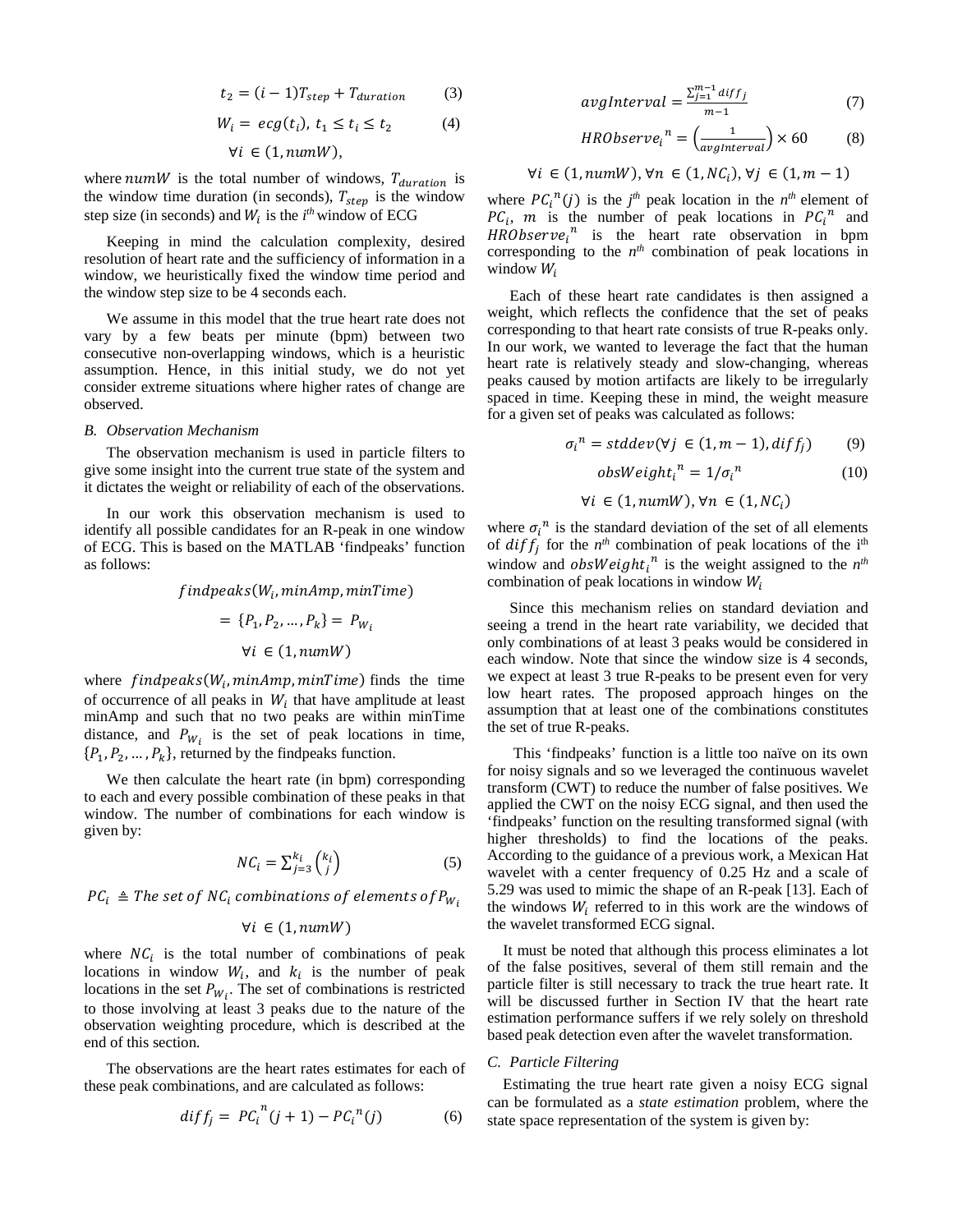$$t_2 = (i-1)T_{step} + T_{duration} \qquad (3)$$

$$W_i = ecg(t_i),\ t_1 \le t_i \le t_2 \qquad (4)$$

$$\forall i \in (1, numW),$$

where $numW$ is the total number of windows, $T_{duration}$ is the window time duration (in seconds), $T_{step}$ is the window step size (in seconds) and $W_i$ is the $i^{th}$ window of ECG

Keeping in mind the calculation complexity, desired resolution of heart rate and the sufficiency of information in a window, we heuristically fixed the window time period and the window step size to be 4 seconds each.

We assume in this model that the true heart rate does not vary by a few beats per minute (bpm) between two consecutive non-overlapping windows, which is a heuristic assumption. Hence, in this initial study, we do not yet consider extreme situations where higher rates of change are observed.

### B. Observation Mechanism

The observation mechanism is used in particle filters to give some insight into the current true state of the system and it dictates the weight or reliability of each of the observations.

In our work this observation mechanism is used to identify all possible candidates for an R-peak in one window of ECG. This is based on the MATLAB 'findpeaks' function as follows:

$$findpeaks(W_i, minAmp, minTime)$$

$$= \{P_1, P_2, \ldots, P_k\} = P_{W_i}$$

$$\forall i \in (1, numW)$$

where $findpeaks(W_i, minAmp, minTime)$ finds the time of occurrence of all peaks in $W_i$ that have amplitude at least minAmp and such that no two peaks are within minTime distance, and $P_{W_i}$ is the set of peak locations in time, $\{P_1, P_2, \ldots, P_k\}$, returned by the findpeaks function.

We then calculate the heart rate (in bpm) corresponding to each and every possible combination of these peaks in that window. The number of combinations for each window is given by:

$$NC_i = \sum_{j=3}^{k_i} \binom{k_i}{j} \qquad (5)$$

$$PC_i \triangleq \text{The set of } NC_i \text{ combinations of elements of } P_{W_i}$$

$$\forall i \in (1, numW)$$

where $NC_i$ is the total number of combinations of peak locations in window $W_i$, and $k_i$ is the number of peak locations in the set $P_{W_i}$. The set of combinations is restricted to those involving at least 3 peaks due to the nature of the observation weighting procedure, which is described at the end of this section.

The observations are the heart rates estimates for each of these peak combinations, and are calculated as follows:

$$diff_j = PC_i^{\,n}(j+1) - PC_i^{\,n}(j) \qquad (6)$$

$$avgInterval = \frac{\sum_{j=1}^{m-1} diff_j}{m-1} \qquad (7)$$

$$HRObserve_i^{\,n} = \left(\frac{1}{avgInterval}\right) \times 60 \qquad (8)$$

$$\forall i \in (1, numW), \forall n \in (1, NC_i), \forall j \in (1, m-1)$$

where $PC_i^{\,n}(j)$ is the $j^{th}$ peak location in the $n^{th}$ element of $PC_i$, $m$ is the number of peak locations in $PC_i^{\,n}$ and $HRObserve_i^{\,n}$ is the heart rate observation in bpm corresponding to the $n^{th}$ combination of peak locations in window $W_i$

Each of these heart rate candidates is then assigned a weight, which reflects the confidence that the set of peaks corresponding to that heart rate consists of true R-peaks only. In our work, we wanted to leverage the fact that the human heart rate is relatively steady and slow-changing, whereas peaks caused by motion artifacts are likely to be irregularly spaced in time. Keeping these in mind, the weight measure for a given set of peaks was calculated as follows:

$$\sigma_i^{\,n} = stddev(\forall j \in (1, m-1), diff_j) \qquad (9)$$

$$obsWeight_i^{\,n} = 1/\sigma_i^{\,n} \qquad (10)$$

$$\forall i \in (1, numW), \forall n \in (1, NC_i)$$

where $\sigma_i^{\,n}$ is the standard deviation of the set of all elements of $diff_j$ for the $n^{th}$ combination of peak locations of the $i^{th}$ window and $obsWeight_i^{\,n}$ is the weight assigned to the $n^{th}$ combination of peak locations in window $W_i$

Since this mechanism relies on standard deviation and seeing a trend in the heart rate variability, we decided that only combinations of at least 3 peaks would be considered in each window. Note that since the window size is 4 seconds, we expect at least 3 true R-peaks to be present even for very low heart rates. The proposed approach hinges on the assumption that at least one of the combinations constitutes the set of true R-peaks.

This 'findpeaks' function is a little too naïve on its own for noisy signals and so we leveraged the continuous wavelet transform (CWT) to reduce the number of false positives. We applied the CWT on the noisy ECG signal, and then used the 'findpeaks' function on the resulting transformed signal (with higher thresholds) to find the locations of the peaks. According to the guidance of a previous work, a Mexican Hat wavelet with a center frequency of 0.25 Hz and a scale of 5.29 was used to mimic the shape of an R-peak [13]. Each of the windows $W_i$ referred to in this work are the windows of the wavelet transformed ECG signal.

It must be noted that although this process eliminates a lot of the false positives, several of them still remain and the particle filter is still necessary to track the true heart rate. It will be discussed further in Section IV that the heart rate estimation performance suffers if we rely solely on threshold based peak detection even after the wavelet transformation.

### C. Particle Filtering

Estimating the true heart rate given a noisy ECG signal can be formulated as a *state estimation* problem, where the state space representation of the system is given by: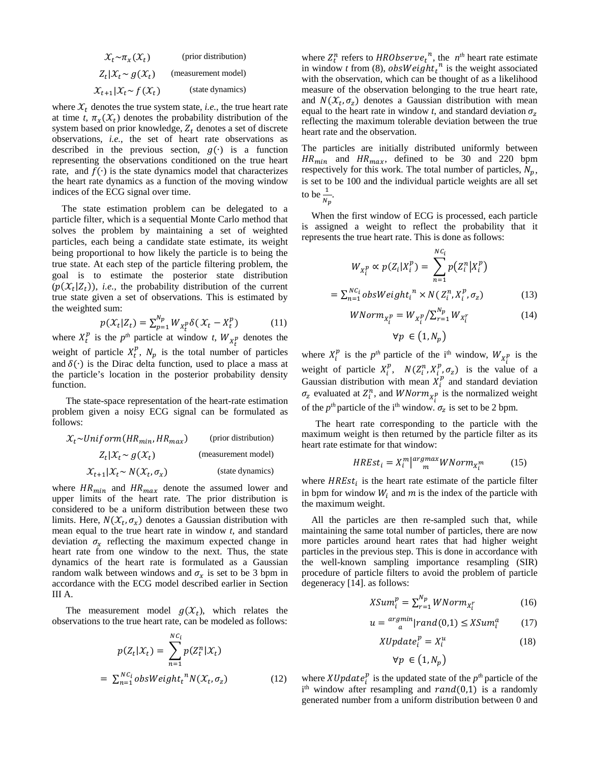$$\mathcal{X}_t \sim \pi_x(\mathcal{X}_t) \qquad \text{(prior distribution)}$$

$$Z_t | \mathcal{X}_t \sim g(\mathcal{X}_t) \qquad \text{(measurement model)}$$

$$\mathcal{X}_{t+1} | \mathcal{X}_t \sim f(\mathcal{X}_t) \qquad \text{(state dynamics)}$$

where $\mathcal{X}_t$ denotes the true system state, *i.e.*, the true heart rate at time *t*, $\pi_x(\mathcal{X}_t)$ denotes the probability distribution of the system based on prior knowledge, $Z_t$ denotes a set of discrete observations, *i.e.*, the set of heart rate observations as described in the previous section, $g(\cdot)$ is a function representing the observations conditioned on the true heart rate, and $f(\cdot)$ is the state dynamics model that characterizes the heart rate dynamics as a function of the moving window indices of the ECG signal over time.

The state estimation problem can be delegated to a particle filter, which is a sequential Monte Carlo method that solves the problem by maintaining a set of weighted particles, each being a candidate state estimate, its weight being proportional to how likely the particle is to being the true state. At each step of the particle filtering problem, the goal is to estimate the posterior state distribution $(p(\mathcal{X}_t | Z_t))$, *i.e.*, the probability distribution of the current true state given a set of observations. This is estimated by the weighted sum:

$$p(\mathcal{X}_t | Z_t) = \sum_{p=1}^{N_p} W_{X_t^p} \delta(\mathcal{X}_t - X_t^p) \qquad (11)$$

where $X_t^p$ is the *p^th^* particle at window *t*, $W_{X_t^p}$ denotes the weight of particle $X_t^p$, $N_p$ is the total number of particles and $\delta(\cdot)$ is the Dirac delta function, used to place a mass at the particle's location in the posterior probability density function.

The state-space representation of the heart-rate estimation problem given a noisy ECG signal can be formulated as follows:

$$\mathcal{X}_t \sim Uniform(HR_{min}, HR_{max}) \qquad \text{(prior distribution)}$$

$$Z_t | \mathcal{X}_t \sim g(\mathcal{X}_t) \qquad \text{(measurement model)}$$

$$\mathcal{X}_{t+1} | \mathcal{X}_t \sim N(\mathcal{X}_t, \sigma_x) \qquad \text{(state dynamics)}$$

where $HR_{min}$ and $HR_{max}$ denote the assumed lower and upper limits of the heart rate. The prior distribution is considered to be a uniform distribution between these two limits. Here, $N(\mathcal{X}_t, \sigma_x)$ denotes a Gaussian distribution with mean equal to the true heart rate in window *t*, and standard deviation $\sigma_x$ reflecting the maximum expected change in heart rate from one window to the next. Thus, the state dynamics of the heart rate is formulated as a Gaussian random walk between windows and $\sigma_x$ is set to be 3 bpm in accordance with the ECG model described earlier in Section III A.

The measurement model $g(\mathcal{X}_t)$, which relates the observations to the true heart rate, can be modeled as follows:

$$p(Z_t | \mathcal{X}_t) = \sum_{n=1}^{NC_i} p(Z_t^n | \mathcal{X}_t)$$

$$= \sum_{n=1}^{NC_i} obsWeight_t{}^n N(\mathcal{X}_t, \sigma_z) \qquad (12)$$

where $Z_t^n$ refers to $HRObserve_t{}^n$, the $n^{th}$ heart rate estimate in window *t* from (8), $obsWeight_t{}^n$ is the weight associated with the observation, which can be thought of as a likelihood measure of the observation belonging to the true heart rate, and $N(\mathcal{X}_t, \sigma_z)$ denotes a Gaussian distribution with mean equal to the heart rate in window *t*, and standard deviation $\sigma_z$ reflecting the maximum tolerable deviation between the true heart rate and the observation.

The particles are initially distributed uniformly between $HR_{min}$ and $HR_{max}$, defined to be 30 and 220 bpm respectively for this work. The total number of particles, $N_p$, is set to be 100 and the individual particle weights are all set to be $\frac{1}{N_p}$.

When the first window of ECG is processed, each particle is assigned a weight to reflect the probability that it represents the true heart rate. This is done as follows:

$$W_{X_i^p} \propto p(Z_i | X_i^p) = \sum_{n=1}^{NC_i} p(Z_i^n | X_i^p)$$

$$= \sum_{n=1}^{NC_i} obsWeight_i{}^n \times N(Z_i^n, X_i^p, \sigma_z) \qquad (13)$$

$$WNorm_{X_i^p} = W_{X_i^p} / \sum_{r=1}^{N_p} W_{X_i^r} \qquad (14)$$

$$\forall p \in (1, N_p)$$

where $X_i^p$ is the *p^th^* particle of the i^th^ window, $W_{X_i^p}$ is the weight of particle $X_i^p$, $N(Z_i^n, X_i^p, \sigma_z)$ is the value of a Gaussian distribution with mean $X_i^p$ and standard deviation $\sigma_z$ evaluated at $Z_i^n$, and $WNorm_{X_i^p}$ is the normalized weight of the *p^th^* particle of the i^th^ window. $\sigma_z$ is set to be 2 bpm.

The heart rate corresponding to the particle with the maximum weight is then returned by the particle filter as its heart rate estimate for that window:

$$HREst_i = X_i^m \Big|^{argmax}_{m} WNorm_{X_i^m} \qquad (15)$$

where $HREst_i$ is the heart rate estimate of the particle filter in bpm for window $W_i$ and $m$ is the index of the particle with the maximum weight.

All the particles are then re-sampled such that, while maintaining the same total number of particles, there are now more particles around heart rates that had higher weight particles in the previous step. This is done in accordance with the well-known sampling importance resampling (SIR) procedure of particle filters to avoid the problem of particle degeneracy [14]. as follows:

$$XSum_i^p = \sum_{r=1}^{N_p} WNorm_{X_i^r} \qquad (16)$$

$$u = {}^{argmin}_{a} | rand(0,1) \leq XSum_i^a \qquad (17)$$

$$XUpdate_i^p = X_i^u \qquad (18)$$

$$\forall p \in (1, N_p)$$

where $XUpdate_i^p$ is the updated state of the *p^th^* particle of the i^th^ window after resampling and $rand(0,1)$ is a randomly generated number from a uniform distribution between 0 and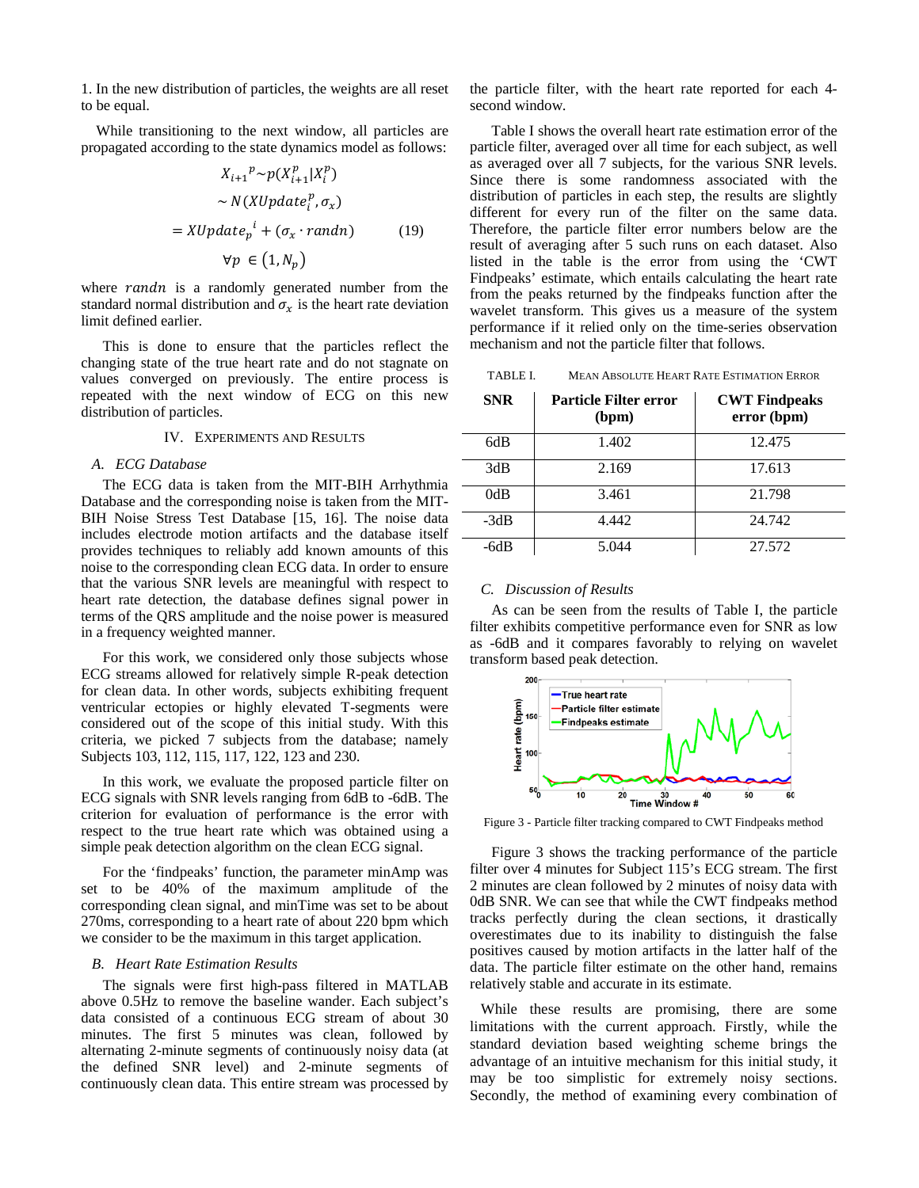1. In the new distribution of particles, the weights are all reset to be equal.

While transitioning to the next window, all particles are propagated according to the state dynamics model as follows:

$$X_{i+1}{}^{p} \sim p(X_{i+1}^{p}|X_{i}^{p}) \\ \sim N(XUpdate_{i}^{p}, \sigma_x) \\ = XUpdate_{p}{}^{i} + (\sigma_x \cdot randn) \qquad (19) \\ \forall p \in (1, N_p)$$

where $randn$ is a randomly generated number from the standard normal distribution and $\sigma_x$ is the heart rate deviation limit defined earlier.

This is done to ensure that the particles reflect the changing state of the true heart rate and do not stagnate on values converged on previously. The entire process is repeated with the next window of ECG on this new distribution of particles.

## IV. Experiments and Results

### A. ECG Database

The ECG data is taken from the MIT-BIH Arrhythmia Database and the corresponding noise is taken from the MIT-BIH Noise Stress Test Database [15, 16]. The noise data includes electrode motion artifacts and the database itself provides techniques to reliably add known amounts of this noise to the corresponding clean ECG data. In order to ensure that the various SNR levels are meaningful with respect to heart rate detection, the database defines signal power in terms of the QRS amplitude and the noise power is measured in a frequency weighted manner.

For this work, we considered only those subjects whose ECG streams allowed for relatively simple R-peak detection for clean data. In other words, subjects exhibiting frequent ventricular ectopies or highly elevated T-segments were considered out of the scope of this initial study. With this criteria, we picked 7 subjects from the database; namely Subjects 103, 112, 115, 117, 122, 123 and 230.

In this work, we evaluate the proposed particle filter on ECG signals with SNR levels ranging from 6dB to -6dB. The criterion for evaluation of performance is the error with respect to the true heart rate which was obtained using a simple peak detection algorithm on the clean ECG signal.

For the 'findpeaks' function, the parameter minAmp was set to be 40% of the maximum amplitude of the corresponding clean signal, and minTime was set to be about 270ms, corresponding to a heart rate of about 220 bpm which we consider to be the maximum in this target application.

### B. Heart Rate Estimation Results

The signals were first high-pass filtered in MATLAB above 0.5Hz to remove the baseline wander. Each subject's data consisted of a continuous ECG stream of about 30 minutes. The first 5 minutes was clean, followed by alternating 2-minute segments of continuously noisy data (at the defined SNR level) and 2-minute segments of continuously clean data. This entire stream was processed by the particle filter, with the heart rate reported for each 4-second window.

Table I shows the overall heart rate estimation error of the particle filter, averaged over all time for each subject, as well as averaged over all 7 subjects, for the various SNR levels. Since there is some randomness associated with the distribution of particles in each step, the results are slightly different for every run of the filter on the same data. Therefore, the particle filter error numbers below are the result of averaging after 5 such runs on each dataset. Also listed in the table is the error from using the 'CWT Findpeaks' estimate, which entails calculating the heart rate from the peaks returned by the findpeaks function after the wavelet transform. This gives us a measure of the system performance if it relied only on the time-series observation mechanism and not the particle filter that follows.

TABLE I. Mean Absolute Heart Rate Estimation Error

| SNR | Particle Filter error (bpm) | CWT Findpeaks error (bpm) |
|---|---|---|
| 6dB | 1.402 | 12.475 |
| 3dB | 2.169 | 17.613 |
| 0dB | 3.461 | 21.798 |
| -3dB | 4.442 | 24.742 |
| -6dB | 5.044 | 27.572 |

### C. Discussion of Results

As can be seen from the results of Table I, the particle filter exhibits competitive performance even for SNR as low as -6dB and it compares favorably to relying on wavelet transform based peak detection.

Figure 3 - Particle filter tracking compared to CWT Findpeaks method

Figure 3 shows the tracking performance of the particle filter over 4 minutes for Subject 115's ECG stream. The first 2 minutes are clean followed by 2 minutes of noisy data with 0dB SNR. We can see that while the CWT findpeaks method tracks perfectly during the clean sections, it drastically overestimates due to its inability to distinguish the false positives caused by motion artifacts in the latter half of the data. The particle filter estimate on the other hand, remains relatively stable and accurate in its estimate.

While these results are promising, there are some limitations with the current approach. Firstly, while the standard deviation based weighting scheme brings the advantage of an intuitive mechanism for this initial study, it may be too simplistic for extremely noisy sections. Secondly, the method of examining every combination of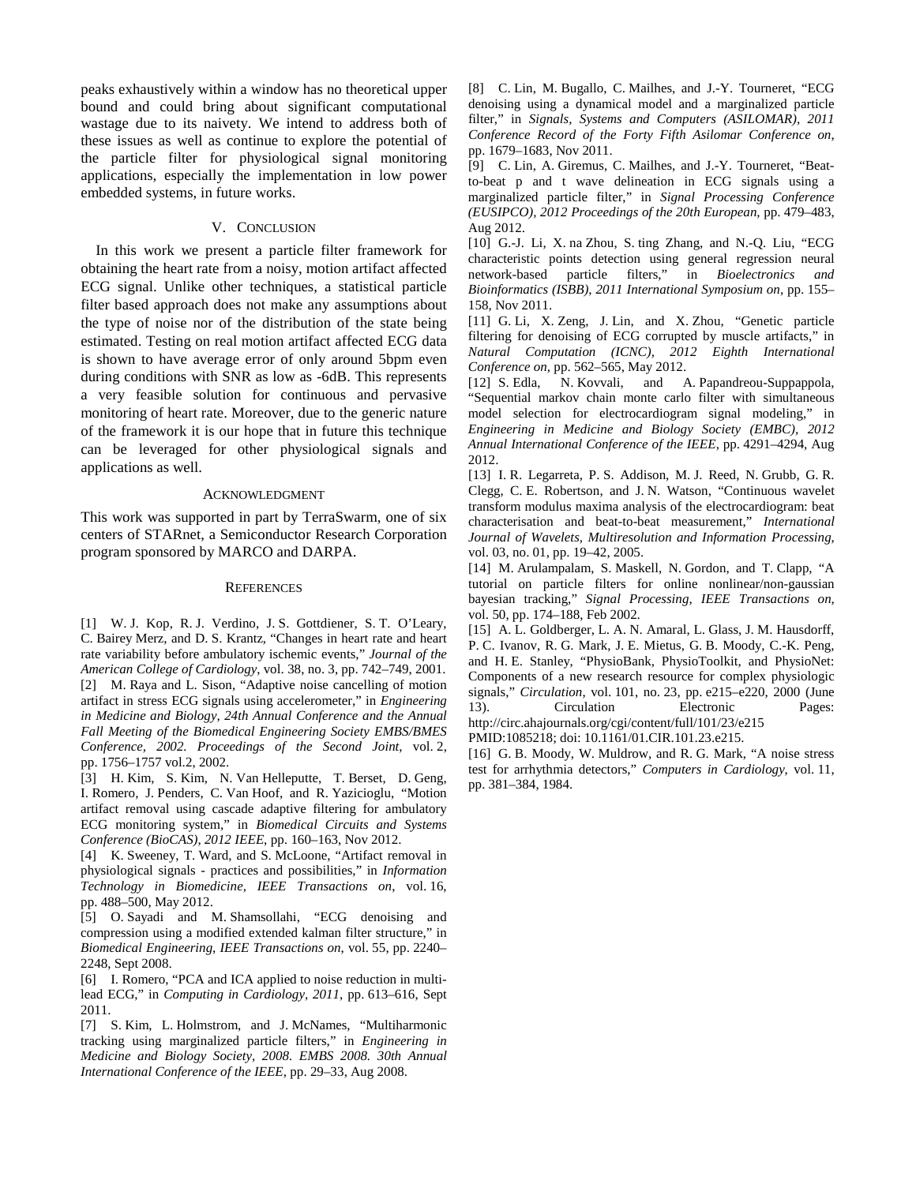peaks exhaustively within a window has no theoretical upper bound and could bring about significant computational wastage due to its naivety. We intend to address both of these issues as well as continue to explore the potential of the particle filter for physiological signal monitoring applications, especially the implementation in low power embedded systems, in future works.

## V. Conclusion

In this work we present a particle filter framework for obtaining the heart rate from a noisy, motion artifact affected ECG signal. Unlike other techniques, a statistical particle filter based approach does not make any assumptions about the type of noise nor of the distribution of the state being estimated. Testing on real motion artifact affected ECG data is shown to have average error of only around 5bpm even during conditions with SNR as low as -6dB. This represents a very feasible solution for continuous and pervasive monitoring of heart rate. Moreover, due to the generic nature of the framework it is our hope that in future this technique can be leveraged for other physiological signals and applications as well.

## Acknowledgment

This work was supported in part by TerraSwarm, one of six centers of STARnet, a Semiconductor Research Corporation program sponsored by MARCO and DARPA.

## References

[1] W. J. Kop, R. J. Verdino, J. S. Gottdiener, S. T. O'Leary, C. Bairey Merz, and D. S. Krantz, "Changes in heart rate and heart rate variability before ambulatory ischemic events," *Journal of the American College of Cardiology*, vol. 38, no. 3, pp. 742–749, 2001.

[2] M. Raya and L. Sison, "Adaptive noise cancelling of motion artifact in stress ECG signals using accelerometer," in *Engineering in Medicine and Biology, 24th Annual Conference and the Annual Fall Meeting of the Biomedical Engineering Society EMBS/BMES Conference, 2002. Proceedings of the Second Joint*, vol. 2, pp. 1756–1757 vol.2, 2002.

[3] H. Kim, S. Kim, N. Van Helleputte, T. Berset, D. Geng, I. Romero, J. Penders, C. Van Hoof, and R. Yazicioglu, "Motion artifact removal using cascade adaptive filtering for ambulatory ECG monitoring system," in *Biomedical Circuits and Systems Conference (BioCAS), 2012 IEEE*, pp. 160–163, Nov 2012.

[4] K. Sweeney, T. Ward, and S. McLoone, "Artifact removal in physiological signals - practices and possibilities," in *Information Technology in Biomedicine, IEEE Transactions on*, vol. 16, pp. 488–500, May 2012.

[5] O. Sayadi and M. Shamsollahi, "ECG denoising and compression using a modified extended kalman filter structure," in *Biomedical Engineering, IEEE Transactions on*, vol. 55, pp. 2240–2248, Sept 2008.

[6] I. Romero, "PCA and ICA applied to noise reduction in multi-lead ECG," in *Computing in Cardiology, 2011*, pp. 613–616, Sept 2011.

[7] S. Kim, L. Holmstrom, and J. McNames, "Multiharmonic tracking using marginalized particle filters," in *Engineering in Medicine and Biology Society, 2008. EMBS 2008. 30th Annual International Conference of the IEEE*, pp. 29–33, Aug 2008.

[8] C. Lin, M. Bugallo, C. Mailhes, and J.-Y. Tourneret, "ECG denoising using a dynamical model and a marginalized particle filter," in *Signals, Systems and Computers (ASILOMAR), 2011 Conference Record of the Forty Fifth Asilomar Conference on*, pp. 1679–1683, Nov 2011.

[9] C. Lin, A. Giremus, C. Mailhes, and J.-Y. Tourneret, "Beat-to-beat p and t wave delineation in ECG signals using a marginalized particle filter," in *Signal Processing Conference (EUSIPCO), 2012 Proceedings of the 20th European*, pp. 479–483, Aug 2012.

[10] G.-J. Li, X. na Zhou, S. ting Zhang, and N.-Q. Liu, "ECG characteristic points detection using general regression neural network-based particle filters," in *Bioelectronics and Bioinformatics (ISBB), 2011 International Symposium on*, pp. 155–158, Nov 2011.

[11] G. Li, X. Zeng, J. Lin, and X. Zhou, "Genetic particle filtering for denoising of ECG corrupted by muscle artifacts," in *Natural Computation (ICNC), 2012 Eighth International Conference on*, pp. 562–565, May 2012.

[12] S. Edla, N. Kovvali, and A. Papandreou-Suppappola, "Sequential markov chain monte carlo filter with simultaneous model selection for electrocardiogram signal modeling," in *Engineering in Medicine and Biology Society (EMBC), 2012 Annual International Conference of the IEEE*, pp. 4291–4294, Aug 2012.

[13] I. R. Legarreta, P. S. Addison, M. J. Reed, N. Grubb, G. R. Clegg, C. E. Robertson, and J. N. Watson, "Continuous wavelet transform modulus maxima analysis of the electrocardiogram: beat characterisation and beat-to-beat measurement," *International Journal of Wavelets, Multiresolution and Information Processing*, vol. 03, no. 01, pp. 19–42, 2005.

[14] M. Arulampalam, S. Maskell, N. Gordon, and T. Clapp, "A tutorial on particle filters for online nonlinear/non-gaussian bayesian tracking," *Signal Processing, IEEE Transactions on*, vol. 50, pp. 174–188, Feb 2002.

[15] A. L. Goldberger, L. A. N. Amaral, L. Glass, J. M. Hausdorff, P. C. Ivanov, R. G. Mark, J. E. Mietus, G. B. Moody, C.-K. Peng, and H. E. Stanley, "PhysioBank, PhysioToolkit, and PhysioNet: Components of a new research resource for complex physiologic signals," *Circulation*, vol. 101, no. 23, pp. e215–e220, 2000 (June 13). Circulation Electronic Pages: http://circ.ahajournals.org/cgi/content/full/101/23/e215 PMID:1085218; doi: 10.1161/01.CIR.101.23.e215.

[16] G. B. Moody, W. Muldrow, and R. G. Mark, "A noise stress test for arrhythmia detectors," *Computers in Cardiology*, vol. 11, pp. 381–384, 1984.